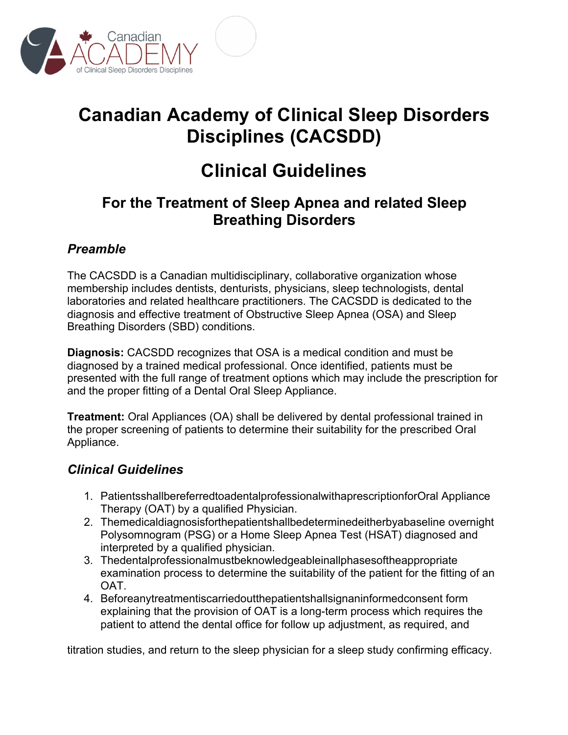# Canadian Academy of Clinical Sleep Disorders Disciplines (CACSDD)

# Clinical Guidelines

## For the Treatment of Sleep Apnea and related Sleep Breathing Disorders

### *Preamble*

The CACSDD is a Canadian multidisciplinary, collaborative organization whose membership includes dentists, denturists, physicians, sleep technologists, dental laboratories and related healthcare practitioners. The CACSDD is dedicated to the diagnosis and effective treatment of Obstructive Sleep Apnea (OSA) and Sleep Breathing Disorders (SBD) conditions.

**Diagnosis:** CACSDD recognizes that OSA is a medical condition and must be diagnosed by a trained medical professional. Once identified, patients must be presented with the full range of treatment options which may include the prescription for and the proper fitting of a Dental Oral Sleep Appliance.

**Treatment:** Oral Appliances (OA) shall be delivered by dental professional trained in the proper screening of patients to determine their suitability for the prescribed Oral Appliance.

### *Clinical Guidelines*

1. Patientsshallbereferredtoadentalprofessionalwithaprescriptionfor Oral Appliance Therapy (OAT) by a qualified Physician.
2. Themedicaldiagnosisforthepatientshallbedeterminedeitherbyabaseline overnight Polysomnogram (PSG) or a Home Sleep Apnea Test (HSAT) diagnosed and interpreted by a qualified physician.
3. Thedentalprofessionalmustbeknowledgeableinallphasesoftheappropriate examination process to determine the suitability of the patient for the fitting of an OAT.
4. Beforeanytreatmentiscarriedoutthepatientshallsignaninformedconsent form explaining that the provision of OAT is a long-term process which requires the patient to attend the dental office for follow up adjustment, as required, and

titration studies, and return to the sleep physician for a sleep study confirming efficacy.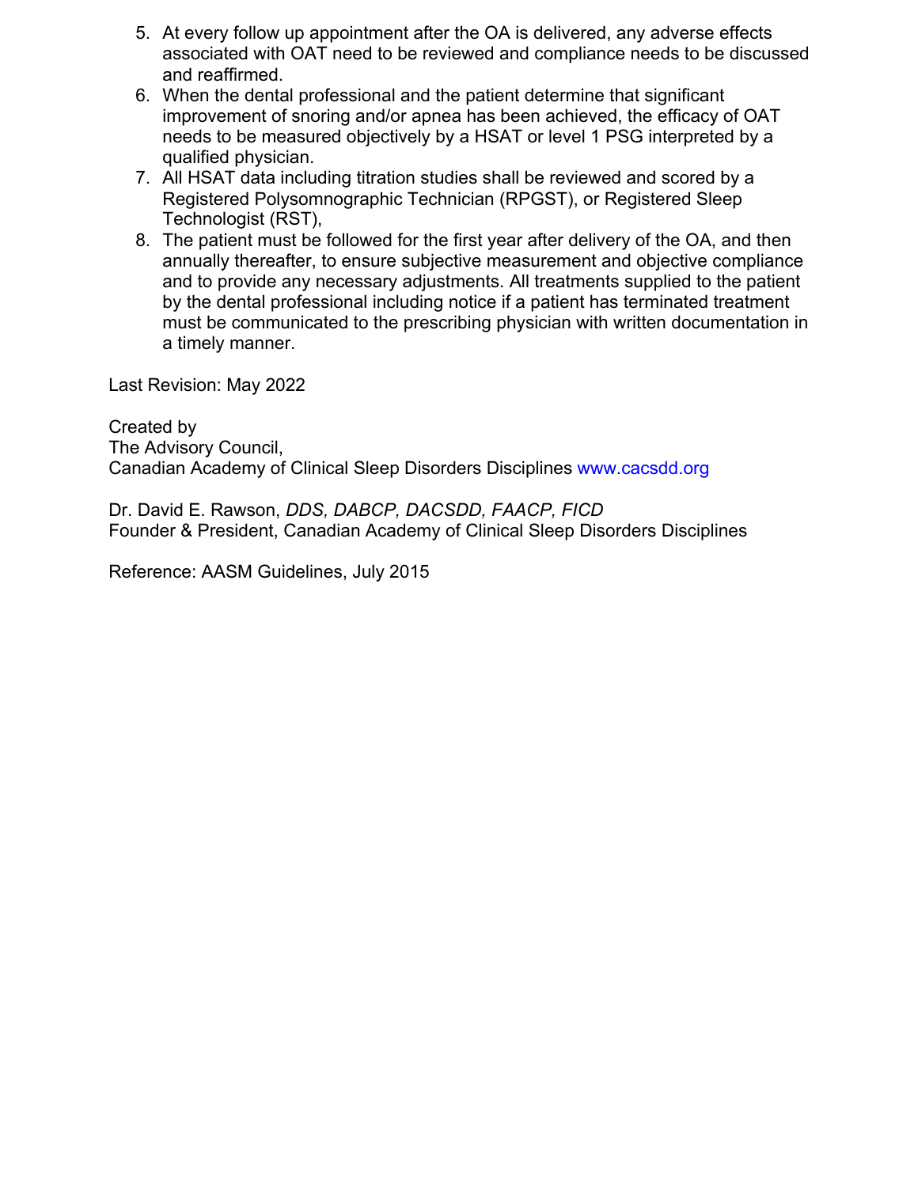5. At every follow up appointment after the OA is delivered, any adverse effects associated with OAT need to be reviewed and compliance needs to be discussed and reaffirmed.
6. When the dental professional and the patient determine that significant improvement of snoring and/or apnea has been achieved, the efficacy of OAT needs to be measured objectively by a HSAT or level 1 PSG interpreted by a qualified physician.
7. All HSAT data including titration studies shall be reviewed and scored by a Registered Polysomnographic Technician (RPGST), or Registered Sleep Technologist (RST),
8. The patient must be followed for the first year after delivery of the OA, and then annually thereafter, to ensure subjective measurement and objective compliance and to provide any necessary adjustments. All treatments supplied to the patient by the dental professional including notice if a patient has terminated treatment must be communicated to the prescribing physician with written documentation in a timely manner.

Last Revision: May 2022

Created by
The Advisory Council,
Canadian Academy of Clinical Sleep Disorders Disciplines www.cacsdd.org

Dr. David E. Rawson, *DDS, DABCP, DACSDD, FAACP, FICD*
Founder & President, Canadian Academy of Clinical Sleep Disorders Disciplines

Reference: AASM Guidelines, July 2015